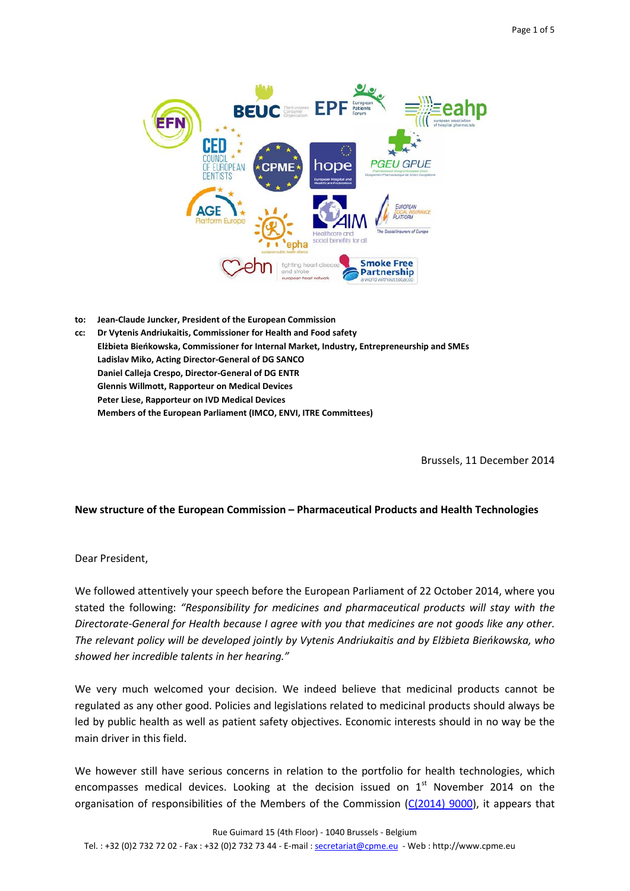**to:** **Jean-Claude Juncker, President of the European Commission**

**cc:** **Dr Vytenis Andriukaitis, Commissioner for Health and Food safety**
**Elżbieta Bieńkowska, Commissioner for Internal Market, Industry, Entrepreneurship and SMEs**
**Ladislav Miko, Acting Director-General of DG SANCO**
**Daniel Calleja Crespo, Director-General of DG ENTR**
**Glennis Willmott, Rapporteur on Medical Devices**
**Peter Liese, Rapporteur on IVD Medical Devices**
**Members of the European Parliament (IMCO, ENVI, ITRE Committees)**

Brussels, 11 December 2014

**New structure of the European Commission – Pharmaceutical Products and Health Technologies**

Dear President,

We followed attentively your speech before the European Parliament of 22 October 2014, where you stated the following: *"Responsibility for medicines and pharmaceutical products will stay with the Directorate-General for Health because I agree with you that medicines are not goods like any other. The relevant policy will be developed jointly by Vytenis Andriukaitis and by Elżbieta Bieńkowska, who showed her incredible talents in her hearing."*

We very much welcomed your decision. We indeed believe that medicinal products cannot be regulated as any other good. Policies and legislations related to medicinal products should always be led by public health as well as patient safety objectives. Economic interests should in no way be the main driver in this field.

We however still have serious concerns in relation to the portfolio for health technologies, which encompasses medical devices. Looking at the decision issued on 1st November 2014 on the organisation of responsibilities of the Members of the Commission ([C(2014) 9000](C(2014) 9000)), it appears that

Rue Guimard 15 (4th Floor) - 1040 Brussels - Belgium
Tel. : +32 (0)2 732 72 02 - Fax : +32 (0)2 732 73 44 - E-mail : secretariat@cpme.eu - Web : http://www.cpme.eu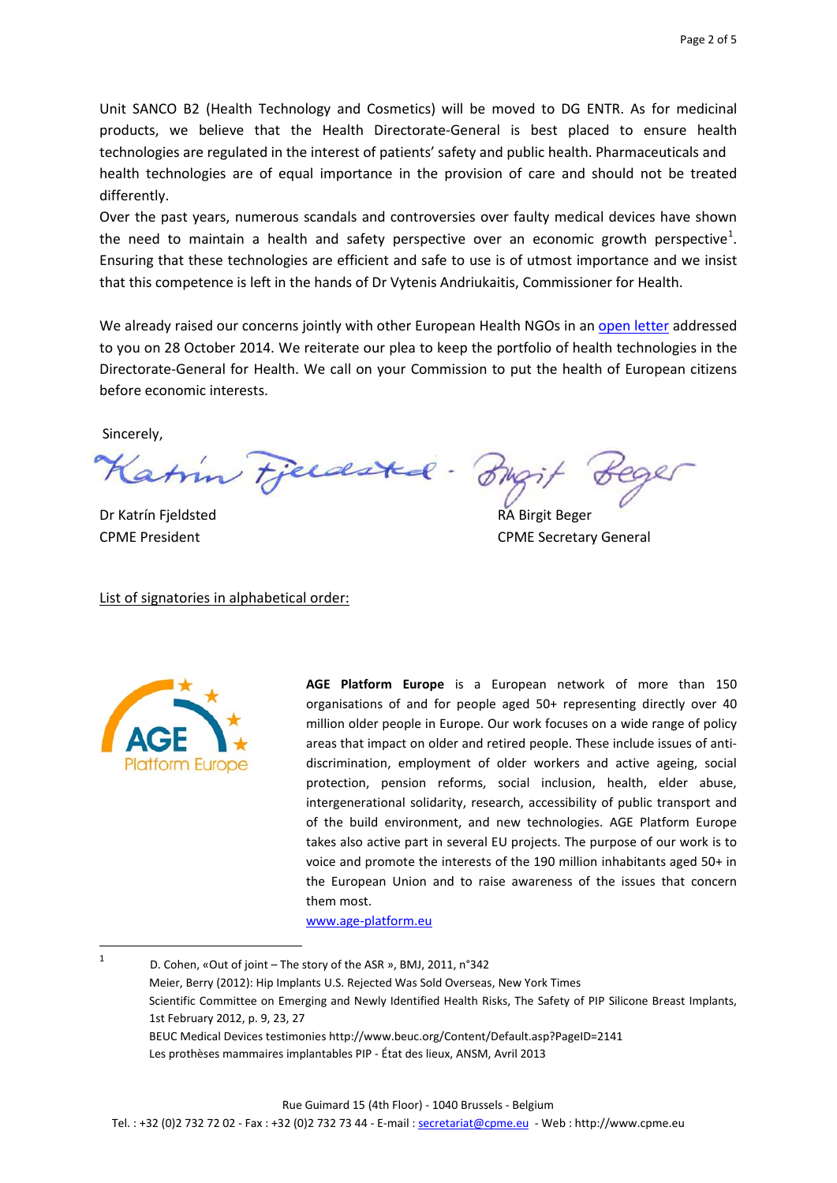Unit SANCO B2 (Health Technology and Cosmetics) will be moved to DG ENTR. As for medicinal products, we believe that the Health Directorate-General is best placed to ensure health technologies are regulated in the interest of patients' safety and public health. Pharmaceuticals and health technologies are of equal importance in the provision of care and should not be treated differently.

Over the past years, numerous scandals and controversies over faulty medical devices have shown the need to maintain a health and safety perspective over an economic growth perspective[1]. Ensuring that these technologies are efficient and safe to use is of utmost importance and we insist that this competence is left in the hands of Dr Vytenis Andriukaitis, Commissioner for Health.

We already raised our concerns jointly with other European Health NGOs in an open letter addressed to you on 28 October 2014. We reiterate our plea to keep the portfolio of health technologies in the Directorate-General for Health. We call on your Commission to put the health of European citizens before economic interests.

Sincerely,

Dr Katrín Fjeldsted
CPME President

RA Birgit Beger
CPME Secretary General

List of signatories in alphabetical order:

**AGE Platform Europe** is a European network of more than 150 organisations of and for people aged 50+ representing directly over 40 million older people in Europe. Our work focuses on a wide range of policy areas that impact on older and retired people. These include issues of anti-discrimination, employment of older workers and active ageing, social protection, pension reforms, social inclusion, health, elder abuse, intergenerational solidarity, research, accessibility of public transport and of the build environment, and new technologies. AGE Platform Europe takes also active part in several EU projects. The purpose of our work is to voice and promote the interests of the 190 million inhabitants aged 50+ in the European Union and to raise awareness of the issues that concern them most.

www.age-platform.eu

---

[1] D. Cohen, «Out of joint – The story of the ASR », BMJ, 2011, n°342
Meier, Berry (2012): Hip Implants U.S. Rejected Was Sold Overseas, New York Times
Scientific Committee on Emerging and Newly Identified Health Risks, The Safety of PIP Silicone Breast Implants, 1st February 2012, p. 9, 23, 27
BEUC Medical Devices testimonies http://www.beuc.org/Content/Default.asp?PageID=2141
Les prothèses mammaires implantables PIP - État des lieux, ANSM, Avril 2013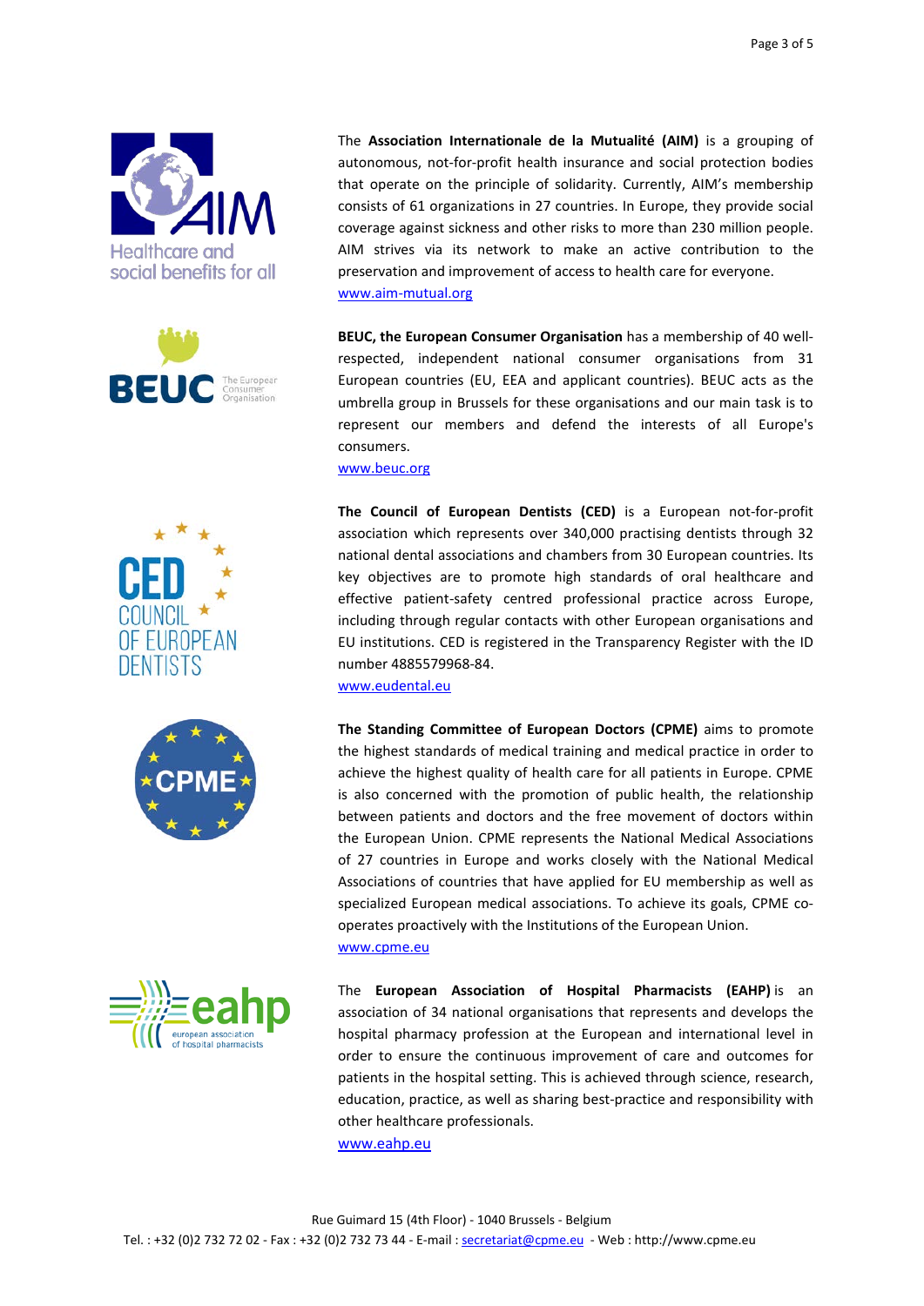The **Association Internationale de la Mutualité (AIM)** is a grouping of autonomous, not-for-profit health insurance and social protection bodies that operate on the principle of solidarity. Currently, AIM's membership consists of 61 organizations in 27 countries. In Europe, they provide social coverage against sickness and other risks to more than 230 million people. AIM strives via its network to make an active contribution to the preservation and improvement of access to health care for everyone.
www.aim-mutual.org

**BEUC, the European Consumer Organisation** has a membership of 40 well-respected, independent national consumer organisations from 31 European countries (EU, EEA and applicant countries). BEUC acts as the umbrella group in Brussels for these organisations and our main task is to represent our members and defend the interests of all Europe's consumers.
www.beuc.org

**The Council of European Dentists (CED)** is a European not-for-profit association which represents over 340,000 practising dentists through 32 national dental associations and chambers from 30 European countries. Its key objectives are to promote high standards of oral healthcare and effective patient-safety centred professional practice across Europe, including through regular contacts with other European organisations and EU institutions. CED is registered in the Transparency Register with the ID number 4885579968-84.
www.eudental.eu

**The Standing Committee of European Doctors (CPME)** aims to promote the highest standards of medical training and medical practice in order to achieve the highest quality of health care for all patients in Europe. CPME is also concerned with the promotion of public health, the relationship between patients and doctors and the free movement of doctors within the European Union. CPME represents the National Medical Associations of 27 countries in Europe and works closely with the National Medical Associations of countries that have applied for EU membership as well as specialized European medical associations. To achieve its goals, CPME co-operates proactively with the Institutions of the European Union.
www.cpme.eu

The **European Association of Hospital Pharmacists (EAHP)** is an association of 34 national organisations that represents and develops the hospital pharmacy profession at the European and international level in order to ensure the continuous improvement of care and outcomes for patients in the hospital setting. This is achieved through science, research, education, practice, as well as sharing best-practice and responsibility with other healthcare professionals.
www.eahp.eu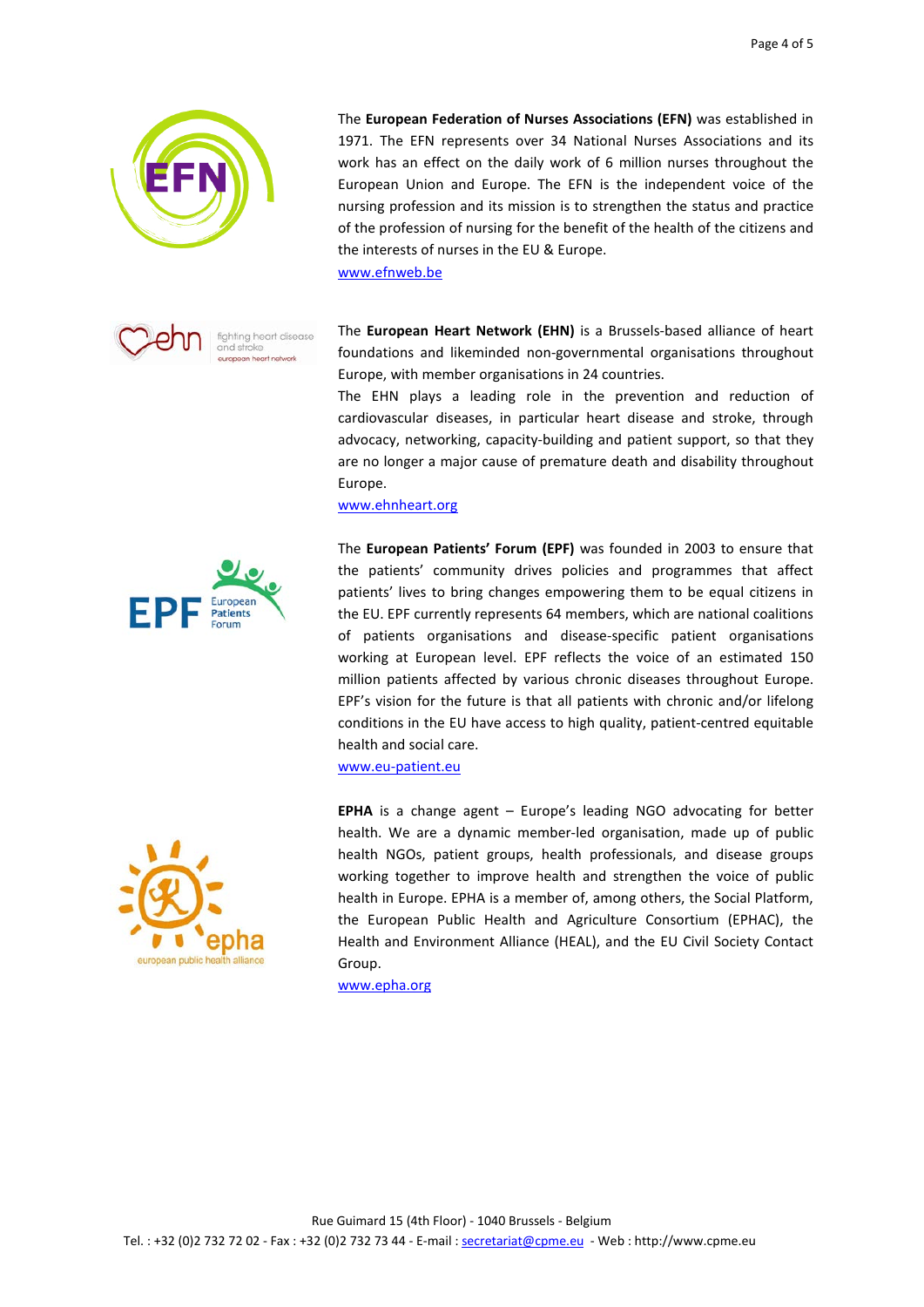The **European Federation of Nurses Associations (EFN)** was established in 1971. The EFN represents over 34 National Nurses Associations and its work has an effect on the daily work of 6 million nurses throughout the European Union and Europe. The EFN is the independent voice of the nursing profession and its mission is to strengthen the status and practice of the profession of nursing for the benefit of the health of the citizens and the interests of nurses in the EU & Europe.
www.efnweb.be

The **European Heart Network (EHN)** is a Brussels-based alliance of heart foundations and likeminded non-governmental organisations throughout Europe, with member organisations in 24 countries.
The EHN plays a leading role in the prevention and reduction of cardiovascular diseases, in particular heart disease and stroke, through advocacy, networking, capacity-building and patient support, so that they are no longer a major cause of premature death and disability throughout Europe.
www.ehnheart.org

The **European Patients' Forum (EPF)** was founded in 2003 to ensure that the patients' community drives policies and programmes that affect patients' lives to bring changes empowering them to be equal citizens in the EU. EPF currently represents 64 members, which are national coalitions of patients organisations and disease-specific patient organisations working at European level. EPF reflects the voice of an estimated 150 million patients affected by various chronic diseases throughout Europe. EPF's vision for the future is that all patients with chronic and/or lifelong conditions in the EU have access to high quality, patient-centred equitable health and social care.
www.eu-patient.eu

**EPHA** is a change agent – Europe's leading NGO advocating for better health. We are a dynamic member-led organisation, made up of public health NGOs, patient groups, health professionals, and disease groups working together to improve health and strengthen the voice of public health in Europe. EPHA is a member of, among others, the Social Platform, the European Public Health and Agriculture Consortium (EPHAC), the Health and Environment Alliance (HEAL), and the EU Civil Society Contact Group.
www.epha.org

Rue Guimard 15 (4th Floor) - 1040 Brussels - Belgium
Tel. : +32 (0)2 732 72 02 - Fax : +32 (0)2 732 73 44 - E-mail : secretariat@cpme.eu - Web : http://www.cpme.eu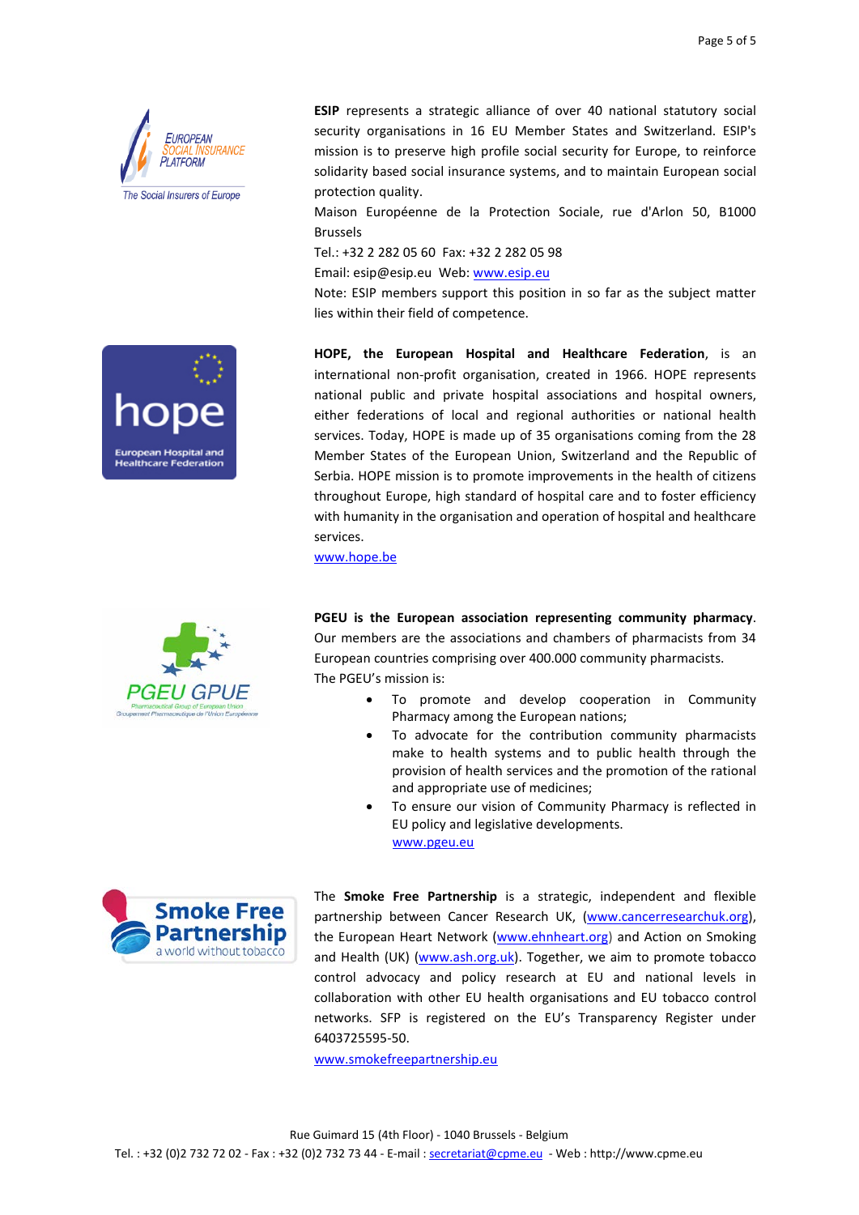**ESIP** represents a strategic alliance of over 40 national statutory social security organisations in 16 EU Member States and Switzerland. ESIP's mission is to preserve high profile social security for Europe, to reinforce solidarity based social insurance systems, and to maintain European social protection quality.

Maison Européenne de la Protection Sociale, rue d'Arlon 50, B1000 Brussels

Tel.: +32 2 282 05 60 Fax: +32 2 282 05 98

Email: esip@esip.eu Web: www.esip.eu

Note: ESIP members support this position in so far as the subject matter lies within their field of competence.

**HOPE, the European Hospital and Healthcare Federation**, is an international non-profit organisation, created in 1966. HOPE represents national public and private hospital associations and hospital owners, either federations of local and regional authorities or national health services. Today, HOPE is made up of 35 organisations coming from the 28 Member States of the European Union, Switzerland and the Republic of Serbia. HOPE mission is to promote improvements in the health of citizens throughout Europe, high standard of hospital care and to foster efficiency with humanity in the organisation and operation of hospital and healthcare services.

www.hope.be

**PGEU is the European association representing community pharmacy**. Our members are the associations and chambers of pharmacists from 34 European countries comprising over 400.000 community pharmacists.

The PGEU's mission is:

- To promote and develop cooperation in Community Pharmacy among the European nations;
- To advocate for the contribution community pharmacists make to health systems and to public health through the provision of health services and the promotion of the rational and appropriate use of medicines;
- To ensure our vision of Community Pharmacy is reflected in EU policy and legislative developments.
  www.pgeu.eu

The **Smoke Free Partnership** is a strategic, independent and flexible partnership between Cancer Research UK, (www.cancerresearchuk.org), the European Heart Network (www.ehnheart.org) and Action on Smoking and Health (UK) (www.ash.org.uk). Together, we aim to promote tobacco control advocacy and policy research at EU and national levels in collaboration with other EU health organisations and EU tobacco control networks. SFP is registered on the EU's Transparency Register under 6403725595-50.

www.smokefreepartnership.eu